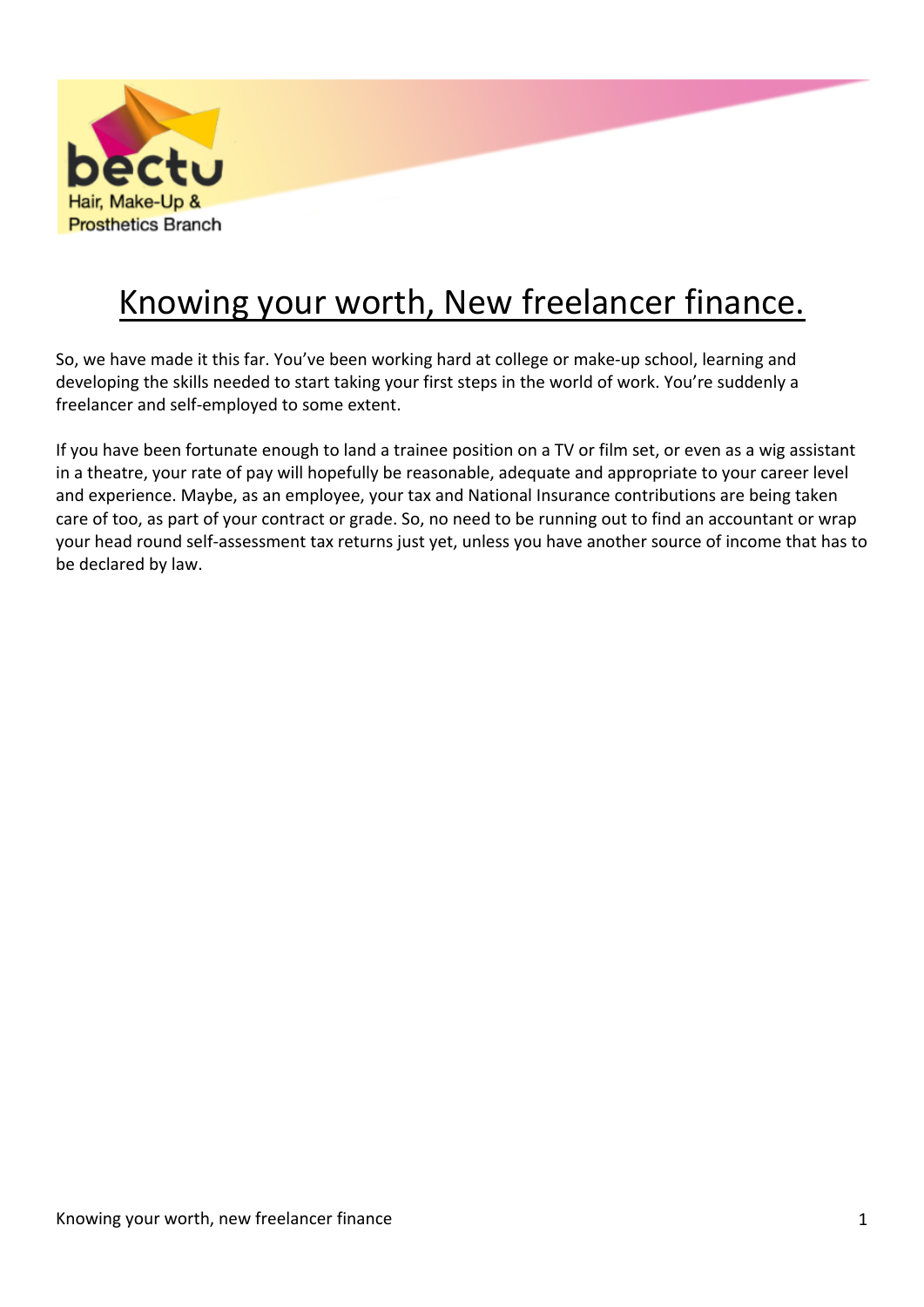bectu
Hair, Make-Up & Prosthetics Branch

# Knowing your worth, New freelancer finance.

So, we have made it this far. You've been working hard at college or make-up school, learning and developing the skills needed to start taking your first steps in the world of work. You're suddenly a freelancer and self-employed to some extent.

If you have been fortunate enough to land a trainee position on a TV or film set, or even as a wig assistant in a theatre, your rate of pay will hopefully be reasonable, adequate and appropriate to your career level and experience. Maybe, as an employee, your tax and National Insurance contributions are being taken care of too, as part of your contract or grade. So, no need to be running out to find an accountant or wrap your head round self-assessment tax returns just yet, unless you have another source of income that has to be declared by law.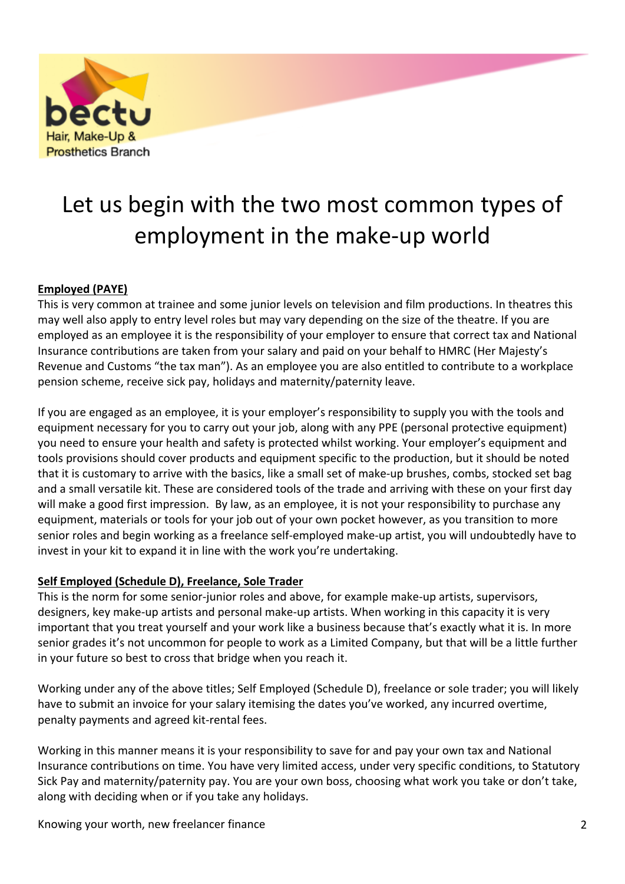# Let us begin with the two most common types of employment in the make-up world

**Employed (PAYE)**

This is very common at trainee and some junior levels on television and film productions. In theatres this may well also apply to entry level roles but may vary depending on the size of the theatre. If you are employed as an employee it is the responsibility of your employer to ensure that correct tax and National Insurance contributions are taken from your salary and paid on your behalf to HMRC (Her Majesty's Revenue and Customs "the tax man"). As an employee you are also entitled to contribute to a workplace pension scheme, receive sick pay, holidays and maternity/paternity leave.

If you are engaged as an employee, it is your employer's responsibility to supply you with the tools and equipment necessary for you to carry out your job, along with any PPE (personal protective equipment) you need to ensure your health and safety is protected whilst working. Your employer's equipment and tools provisions should cover products and equipment specific to the production, but it should be noted that it is customary to arrive with the basics, like a small set of make-up brushes, combs, stocked set bag and a small versatile kit. These are considered tools of the trade and arriving with these on your first day will make a good first impression. By law, as an employee, it is not your responsibility to purchase any equipment, materials or tools for your job out of your own pocket however, as you transition to more senior roles and begin working as a freelance self-employed make-up artist, you will undoubtedly have to invest in your kit to expand it in line with the work you're undertaking.

**Self Employed (Schedule D), Freelance, Sole Trader**

This is the norm for some senior-junior roles and above, for example make-up artists, supervisors, designers, key make-up artists and personal make-up artists. When working in this capacity it is very important that you treat yourself and your work like a business because that's exactly what it is. In more senior grades it's not uncommon for people to work as a Limited Company, but that will be a little further in your future so best to cross that bridge when you reach it.

Working under any of the above titles; Self Employed (Schedule D), freelance or sole trader; you will likely have to submit an invoice for your salary itemising the dates you've worked, any incurred overtime, penalty payments and agreed kit-rental fees.

Working in this manner means it is your responsibility to save for and pay your own tax and National Insurance contributions on time. You have very limited access, under very specific conditions, to Statutory Sick Pay and maternity/paternity pay. You are your own boss, choosing what work you take or don't take, along with deciding when or if you take any holidays.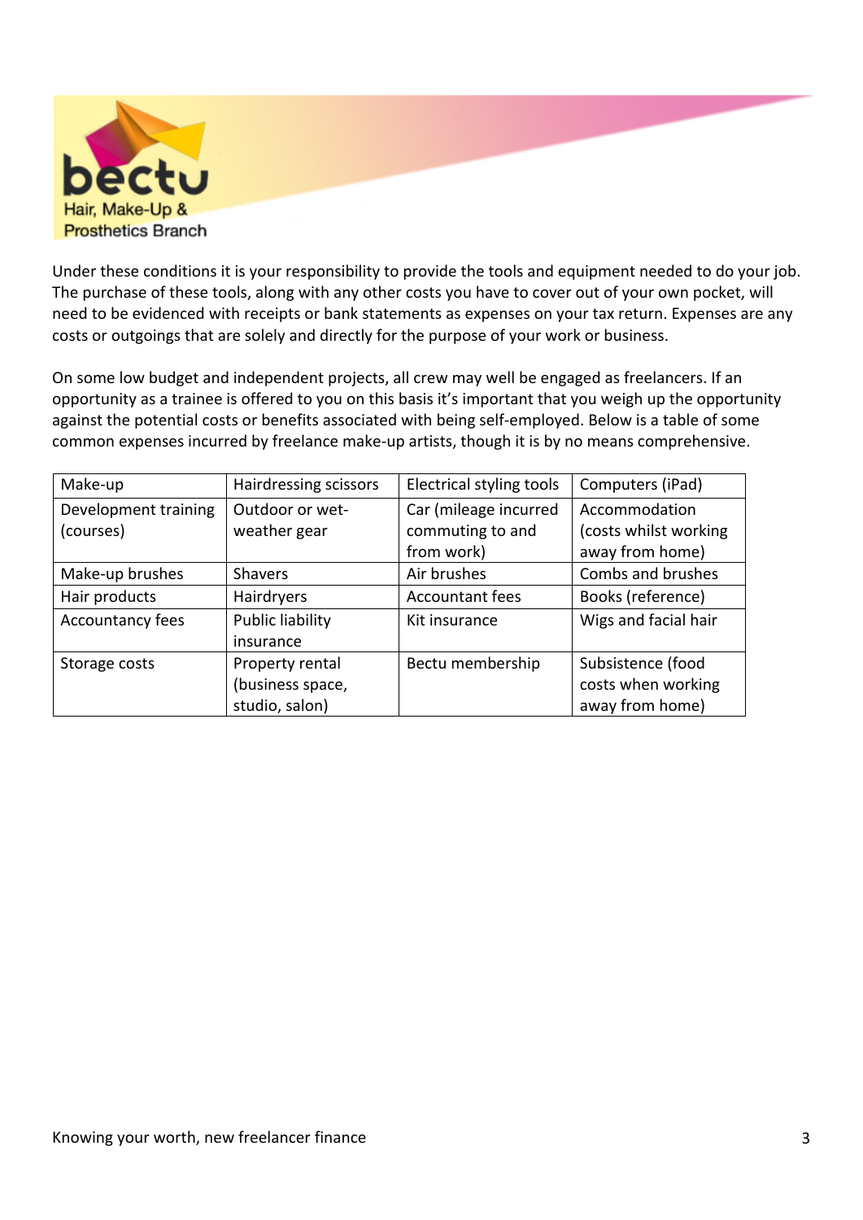Under these conditions it is your responsibility to provide the tools and equipment needed to do your job. The purchase of these tools, along with any other costs you have to cover out of your own pocket, will need to be evidenced with receipts or bank statements as expenses on your tax return. Expenses are any costs or outgoings that are solely and directly for the purpose of your work or business.

On some low budget and independent projects, all crew may well be engaged as freelancers. If an opportunity as a trainee is offered to you on this basis it's important that you weigh up the opportunity against the potential costs or benefits associated with being self-employed. Below is a table of some common expenses incurred by freelance make-up artists, though it is by no means comprehensive.

| Make-up | Hairdressing scissors | Electrical styling tools | Computers (iPad) |
|---|---|---|---|
| Development training (courses) | Outdoor or wet-weather gear | Car (mileage incurred commuting to and from work) | Accommodation (costs whilst working away from home) |
| Make-up brushes | Shavers | Air brushes | Combs and brushes |
| Hair products | Hairdryers | Accountant fees | Books (reference) |
| Accountancy fees | Public liability insurance | Kit insurance | Wigs and facial hair |
| Storage costs | Property rental (business space, studio, salon) | Bectu membership | Subsistence (food costs when working away from home) |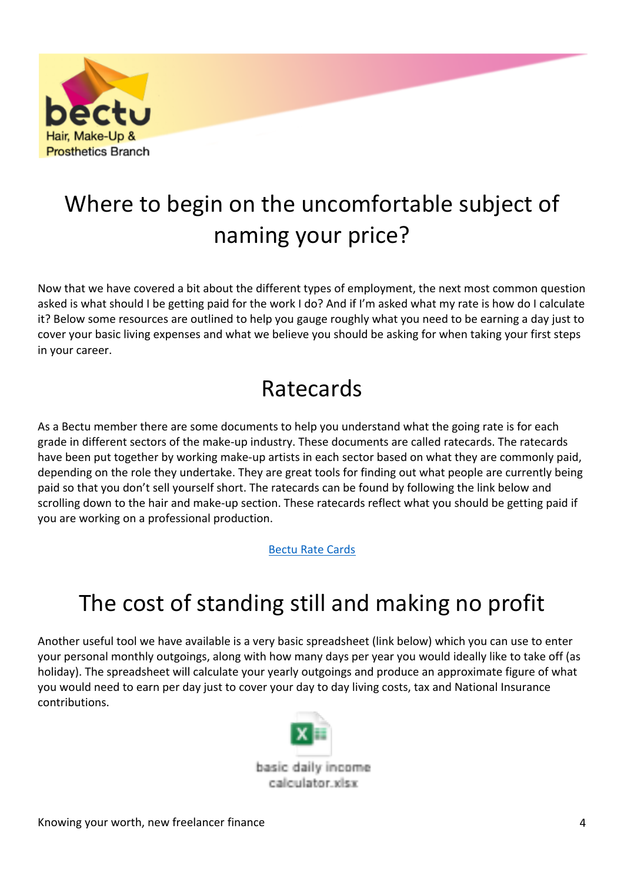# Where to begin on the uncomfortable subject of naming your price?

Now that we have covered a bit about the different types of employment, the next most common question asked is what should I be getting paid for the work I do? And if I'm asked what my rate is how do I calculate it? Below some resources are outlined to help you gauge roughly what you need to be earning a day just to cover your basic living expenses and what we believe you should be asking for when taking your first steps in your career.

## Ratecards

As a Bectu member there are some documents to help you understand what the going rate is for each grade in different sectors of the make-up industry. These documents are called ratecards. The ratecards have been put together by working make-up artists in each sector based on what they are commonly paid, depending on the role they undertake. They are great tools for finding out what people are currently being paid so that you don't sell yourself short. The ratecards can be found by following the link below and scrolling down to the hair and make-up section. These ratecards reflect what you should be getting paid if you are working on a professional production.

Bectu Rate Cards

## The cost of standing still and making no profit

Another useful tool we have available is a very basic spreadsheet (link below) which you can use to enter your personal monthly outgoings, along with how many days per year you would ideally like to take off (as holiday). The spreadsheet will calculate your yearly outgoings and produce an approximate figure of what you would need to earn per day just to cover your day to day living costs, tax and National Insurance contributions.

basic daily income calculator.xlsx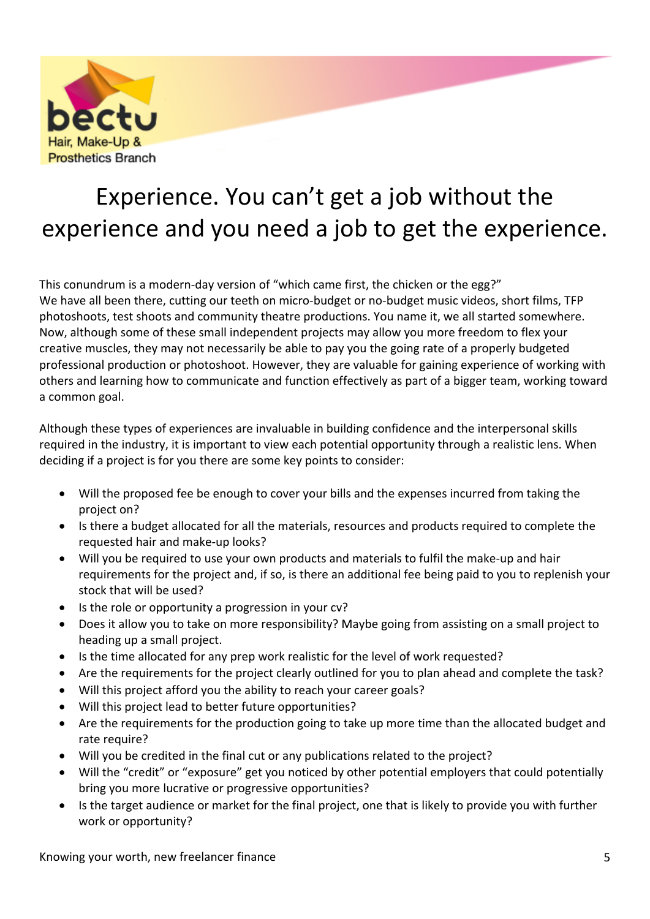# Experience. You can't get a job without the experience and you need a job to get the experience.

This conundrum is a modern-day version of "which came first, the chicken or the egg?"
We have all been there, cutting our teeth on micro-budget or no-budget music videos, short films, TFP photoshoots, test shoots and community theatre productions. You name it, we all started somewhere. Now, although some of these small independent projects may allow you more freedom to flex your creative muscles, they may not necessarily be able to pay you the going rate of a properly budgeted professional production or photoshoot. However, they are valuable for gaining experience of working with others and learning how to communicate and function effectively as part of a bigger team, working toward a common goal.

Although these types of experiences are invaluable in building confidence and the interpersonal skills required in the industry, it is important to view each potential opportunity through a realistic lens. When deciding if a project is for you there are some key points to consider:

- Will the proposed fee be enough to cover your bills and the expenses incurred from taking the project on?
- Is there a budget allocated for all the materials, resources and products required to complete the requested hair and make-up looks?
- Will you be required to use your own products and materials to fulfil the make-up and hair requirements for the project and, if so, is there an additional fee being paid to you to replenish your stock that will be used?
- Is the role or opportunity a progression in your cv?
- Does it allow you to take on more responsibility? Maybe going from assisting on a small project to heading up a small project.
- Is the time allocated for any prep work realistic for the level of work requested?
- Are the requirements for the project clearly outlined for you to plan ahead and complete the task?
- Will this project afford you the ability to reach your career goals?
- Will this project lead to better future opportunities?
- Are the requirements for the production going to take up more time than the allocated budget and rate require?
- Will you be credited in the final cut or any publications related to the project?
- Will the "credit" or "exposure" get you noticed by other potential employers that could potentially bring you more lucrative or progressive opportunities?
- Is the target audience or market for the final project, one that is likely to provide you with further work or opportunity?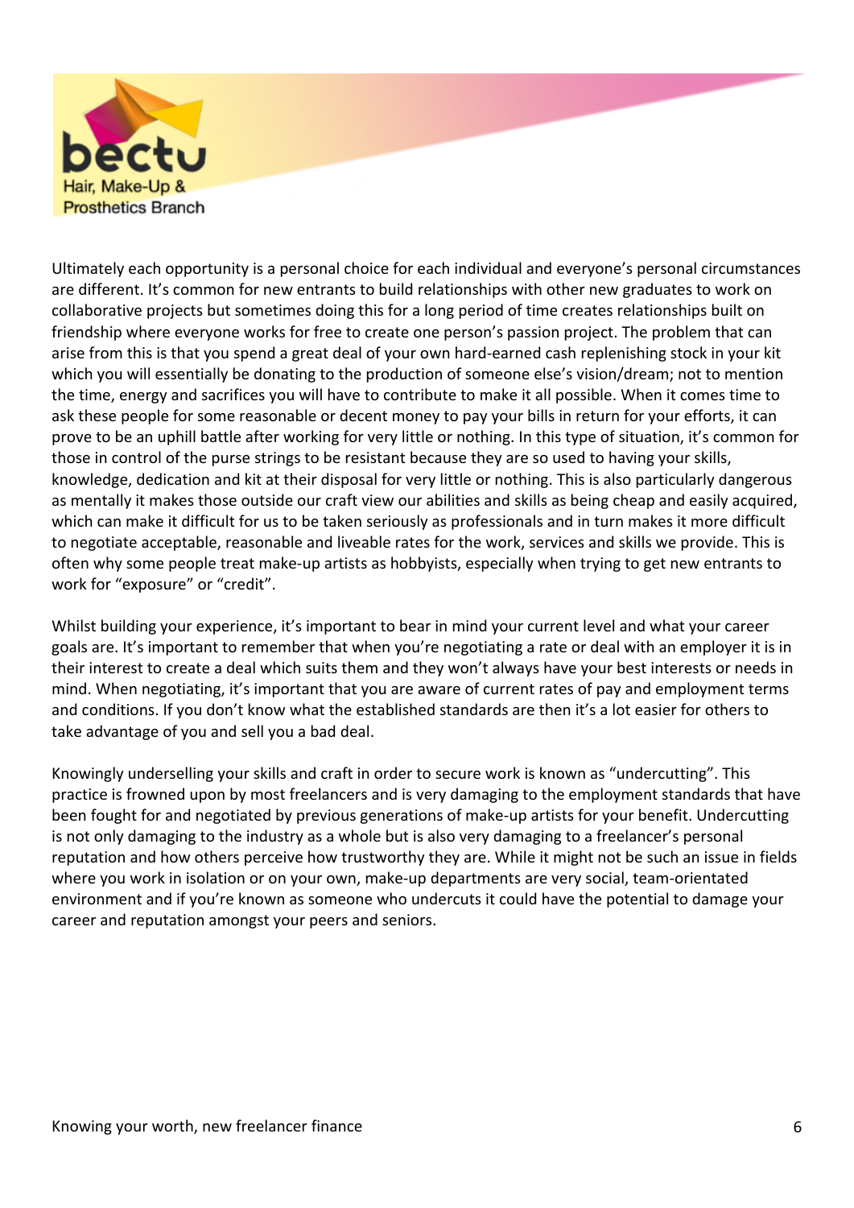Ultimately each opportunity is a personal choice for each individual and everyone's personal circumstances are different. It's common for new entrants to build relationships with other new graduates to work on collaborative projects but sometimes doing this for a long period of time creates relationships built on friendship where everyone works for free to create one person's passion project. The problem that can arise from this is that you spend a great deal of your own hard-earned cash replenishing stock in your kit which you will essentially be donating to the production of someone else's vision/dream; not to mention the time, energy and sacrifices you will have to contribute to make it all possible. When it comes time to ask these people for some reasonable or decent money to pay your bills in return for your efforts, it can prove to be an uphill battle after working for very little or nothing. In this type of situation, it's common for those in control of the purse strings to be resistant because they are so used to having your skills, knowledge, dedication and kit at their disposal for very little or nothing. This is also particularly dangerous as mentally it makes those outside our craft view our abilities and skills as being cheap and easily acquired, which can make it difficult for us to be taken seriously as professionals and in turn makes it more difficult to negotiate acceptable, reasonable and liveable rates for the work, services and skills we provide. This is often why some people treat make-up artists as hobbyists, especially when trying to get new entrants to work for "exposure" or "credit".

Whilst building your experience, it's important to bear in mind your current level and what your career goals are. It's important to remember that when you're negotiating a rate or deal with an employer it is in their interest to create a deal which suits them and they won't always have your best interests or needs in mind. When negotiating, it's important that you are aware of current rates of pay and employment terms and conditions. If you don't know what the established standards are then it's a lot easier for others to take advantage of you and sell you a bad deal.

Knowingly underselling your skills and craft in order to secure work is known as "undercutting". This practice is frowned upon by most freelancers and is very damaging to the employment standards that have been fought for and negotiated by previous generations of make-up artists for your benefit. Undercutting is not only damaging to the industry as a whole but is also very damaging to a freelancer's personal reputation and how others perceive how trustworthy they are. While it might not be such an issue in fields where you work in isolation or on your own, make-up departments are very social, team-orientated environment and if you're known as someone who undercuts it could have the potential to damage your career and reputation amongst your peers and seniors.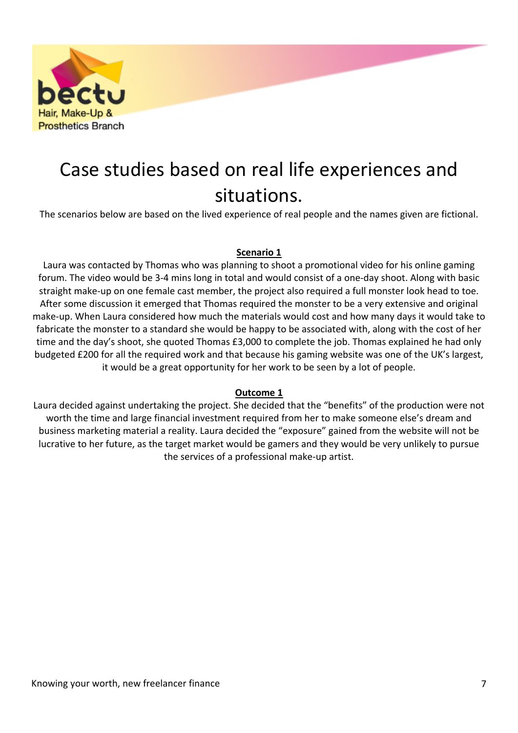# Case studies based on real life experiences and situations.

The scenarios below are based on the lived experience of real people and the names given are fictional.

**Scenario 1**

Laura was contacted by Thomas who was planning to shoot a promotional video for his online gaming forum. The video would be 3-4 mins long in total and would consist of a one-day shoot. Along with basic straight make-up on one female cast member, the project also required a full monster look head to toe. After some discussion it emerged that Thomas required the monster to be a very extensive and original make-up. When Laura considered how much the materials would cost and how many days it would take to fabricate the monster to a standard she would be happy to be associated with, along with the cost of her time and the day's shoot, she quoted Thomas £3,000 to complete the job. Thomas explained he had only budgeted £200 for all the required work and that because his gaming website was one of the UK's largest, it would be a great opportunity for her work to be seen by a lot of people.

**Outcome 1**

Laura decided against undertaking the project. She decided that the "benefits" of the production were not worth the time and large financial investment required from her to make someone else's dream and business marketing material a reality. Laura decided the "exposure" gained from the website will not be lucrative to her future, as the target market would be gamers and they would be very unlikely to pursue the services of a professional make-up artist.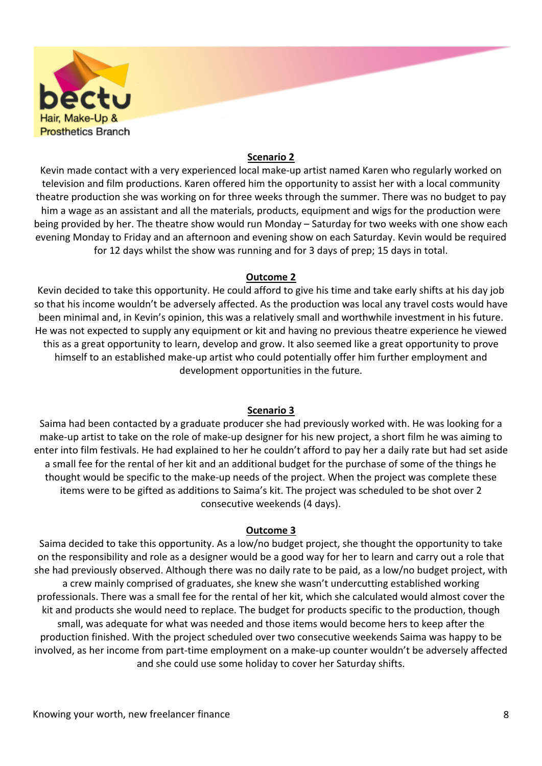**Scenario 2**

Kevin made contact with a very experienced local make-up artist named Karen who regularly worked on television and film productions. Karen offered him the opportunity to assist her with a local community theatre production she was working on for three weeks through the summer. There was no budget to pay him a wage as an assistant and all the materials, products, equipment and wigs for the production were being provided by her. The theatre show would run Monday – Saturday for two weeks with one show each evening Monday to Friday and an afternoon and evening show on each Saturday. Kevin would be required for 12 days whilst the show was running and for 3 days of prep; 15 days in total.

**Outcome 2**

Kevin decided to take this opportunity. He could afford to give his time and take early shifts at his day job so that his income wouldn't be adversely affected. As the production was local any travel costs would have been minimal and, in Kevin's opinion, this was a relatively small and worthwhile investment in his future. He was not expected to supply any equipment or kit and having no previous theatre experience he viewed this as a great opportunity to learn, develop and grow. It also seemed like a great opportunity to prove himself to an established make-up artist who could potentially offer him further employment and development opportunities in the future.

**Scenario 3**

Saima had been contacted by a graduate producer she had previously worked with. He was looking for a make-up artist to take on the role of make-up designer for his new project, a short film he was aiming to enter into film festivals. He had explained to her he couldn't afford to pay her a daily rate but had set aside a small fee for the rental of her kit and an additional budget for the purchase of some of the things he thought would be specific to the make-up needs of the project. When the project was complete these items were to be gifted as additions to Saima's kit. The project was scheduled to be shot over 2 consecutive weekends (4 days).

**Outcome 3**

Saima decided to take this opportunity. As a low/no budget project, she thought the opportunity to take on the responsibility and role as a designer would be a good way for her to learn and carry out a role that she had previously observed. Although there was no daily rate to be paid, as a low/no budget project, with a crew mainly comprised of graduates, she knew she wasn't undercutting established working professionals. There was a small fee for the rental of her kit, which she calculated would almost cover the kit and products she would need to replace. The budget for products specific to the production, though small, was adequate for what was needed and those items would become hers to keep after the production finished. With the project scheduled over two consecutive weekends Saima was happy to be involved, as her income from part-time employment on a make-up counter wouldn't be adversely affected and she could use some holiday to cover her Saturday shifts.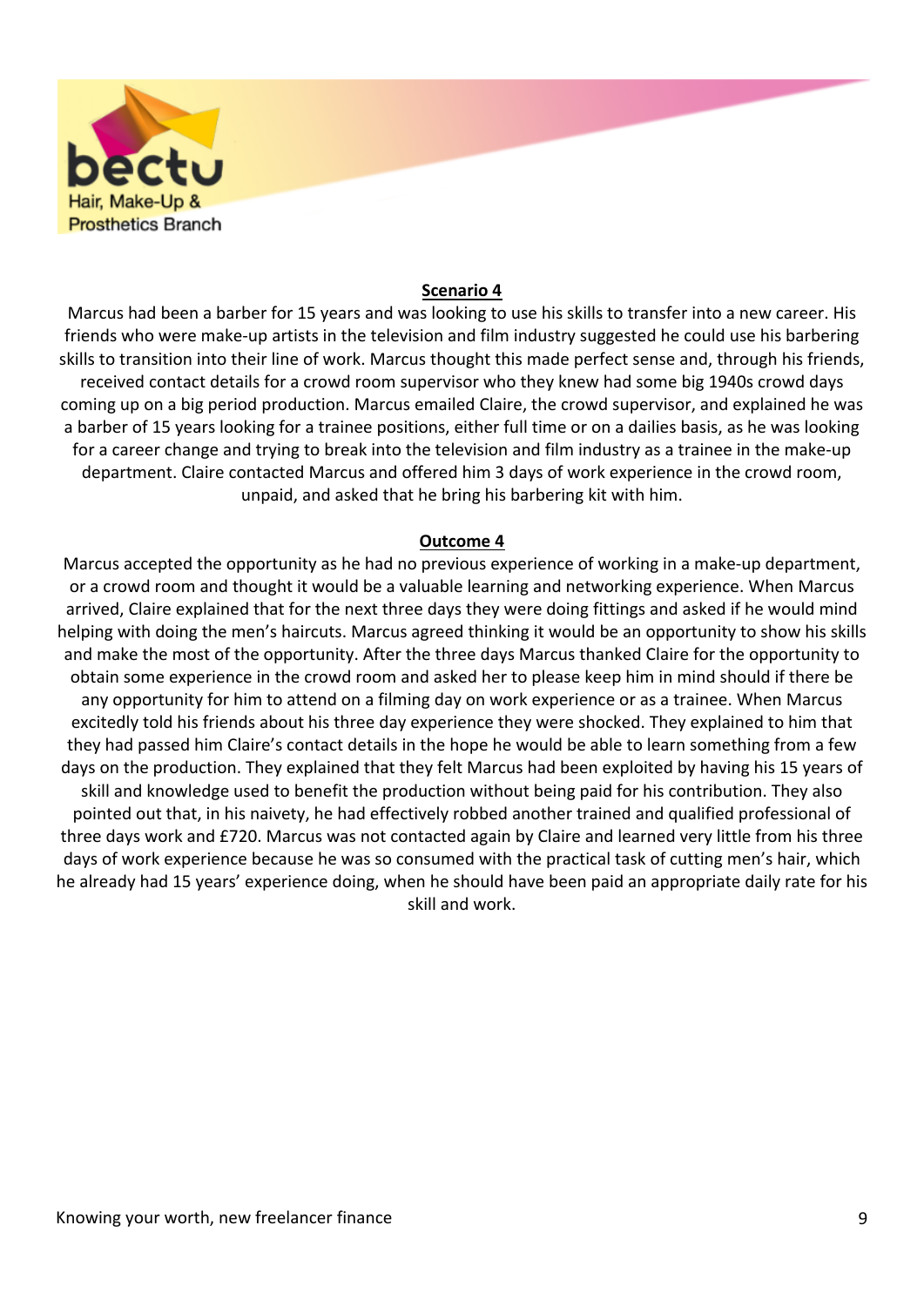## Scenario 4

Marcus had been a barber for 15 years and was looking to use his skills to transfer into a new career. His friends who were make-up artists in the television and film industry suggested he could use his barbering skills to transition into their line of work. Marcus thought this made perfect sense and, through his friends, received contact details for a crowd room supervisor who they knew had some big 1940s crowd days coming up on a big period production. Marcus emailed Claire, the crowd supervisor, and explained he was a barber of 15 years looking for a trainee positions, either full time or on a dailies basis, as he was looking for a career change and trying to break into the television and film industry as a trainee in the make-up department. Claire contacted Marcus and offered him 3 days of work experience in the crowd room, unpaid, and asked that he bring his barbering kit with him.

## Outcome 4

Marcus accepted the opportunity as he had no previous experience of working in a make-up department, or a crowd room and thought it would be a valuable learning and networking experience. When Marcus arrived, Claire explained that for the next three days they were doing fittings and asked if he would mind helping with doing the men's haircuts. Marcus agreed thinking it would be an opportunity to show his skills and make the most of the opportunity. After the three days Marcus thanked Claire for the opportunity to obtain some experience in the crowd room and asked her to please keep him in mind should if there be any opportunity for him to attend on a filming day on work experience or as a trainee. When Marcus excitedly told his friends about his three day experience they were shocked. They explained to him that they had passed him Claire's contact details in the hope he would be able to learn something from a few days on the production. They explained that they felt Marcus had been exploited by having his 15 years of skill and knowledge used to benefit the production without being paid for his contribution. They also pointed out that, in his naivety, he had effectively robbed another trained and qualified professional of three days work and £720. Marcus was not contacted again by Claire and learned very little from his three days of work experience because he was so consumed with the practical task of cutting men's hair, which he already had 15 years' experience doing, when he should have been paid an appropriate daily rate for his skill and work.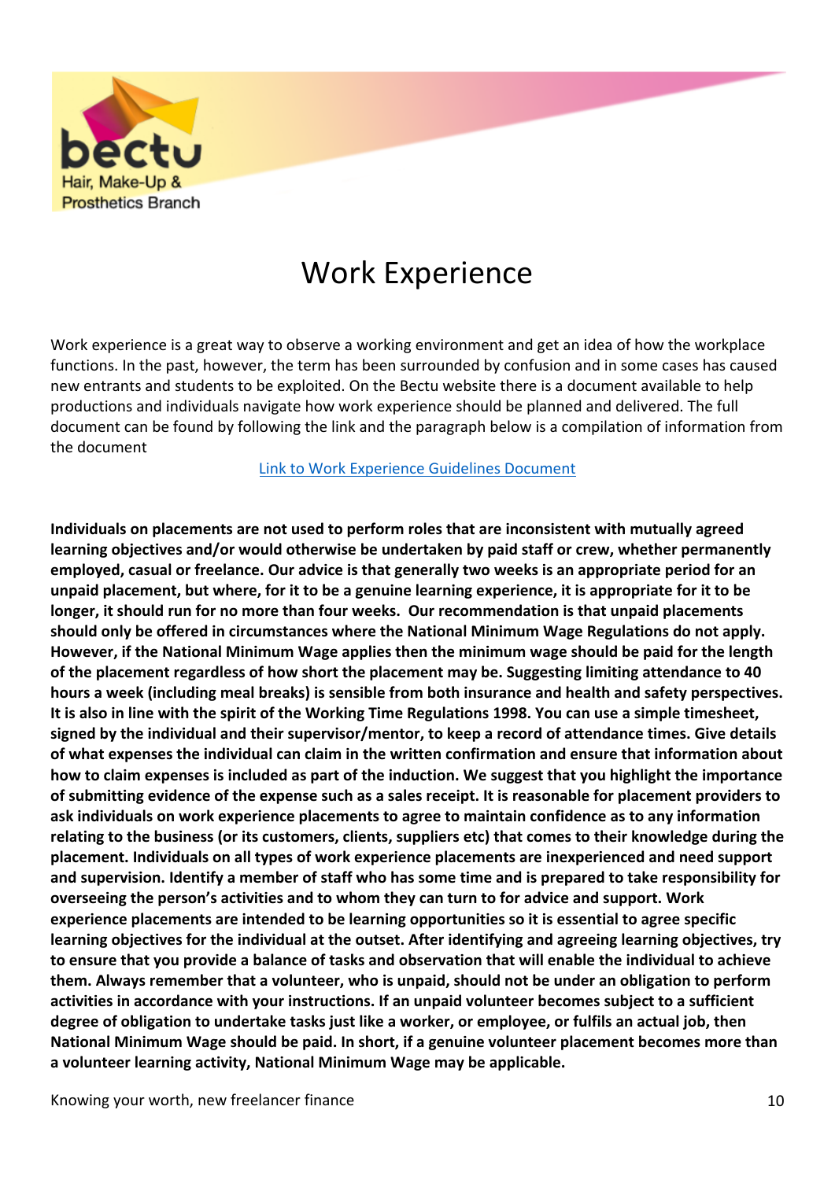# Work Experience

Work experience is a great way to observe a working environment and get an idea of how the workplace functions. In the past, however, the term has been surrounded by confusion and in some cases has caused new entrants and students to be exploited. On the Bectu website there is a document available to help productions and individuals navigate how work experience should be planned and delivered. The full document can be found by following the link and the paragraph below is a compilation of information from the document

Link to Work Experience Guidelines Document

**Individuals on placements are not used to perform roles that are inconsistent with mutually agreed learning objectives and/or would otherwise be undertaken by paid staff or crew, whether permanently employed, casual or freelance. Our advice is that generally two weeks is an appropriate period for an unpaid placement, but where, for it to be a genuine learning experience, it is appropriate for it to be longer, it should run for no more than four weeks. Our recommendation is that unpaid placements should only be offered in circumstances where the National Minimum Wage Regulations do not apply. However, if the National Minimum Wage applies then the minimum wage should be paid for the length of the placement regardless of how short the placement may be. Suggesting limiting attendance to 40 hours a week (including meal breaks) is sensible from both insurance and health and safety perspectives. It is also in line with the spirit of the Working Time Regulations 1998. You can use a simple timesheet, signed by the individual and their supervisor/mentor, to keep a record of attendance times. Give details of what expenses the individual can claim in the written confirmation and ensure that information about how to claim expenses is included as part of the induction. We suggest that you highlight the importance of submitting evidence of the expense such as a sales receipt. It is reasonable for placement providers to ask individuals on work experience placements to agree to maintain confidence as to any information relating to the business (or its customers, clients, suppliers etc) that comes to their knowledge during the placement. Individuals on all types of work experience placements are inexperienced and need support and supervision. Identify a member of staff who has some time and is prepared to take responsibility for overseeing the person's activities and to whom they can turn to for advice and support. Work experience placements are intended to be learning opportunities so it is essential to agree specific learning objectives for the individual at the outset. After identifying and agreeing learning objectives, try to ensure that you provide a balance of tasks and observation that will enable the individual to achieve them. Always remember that a volunteer, who is unpaid, should not be under an obligation to perform activities in accordance with your instructions. If an unpaid volunteer becomes subject to a sufficient degree of obligation to undertake tasks just like a worker, or employee, or fulfils an actual job, then National Minimum Wage should be paid. In short, if a genuine volunteer placement becomes more than a volunteer learning activity, National Minimum Wage may be applicable.**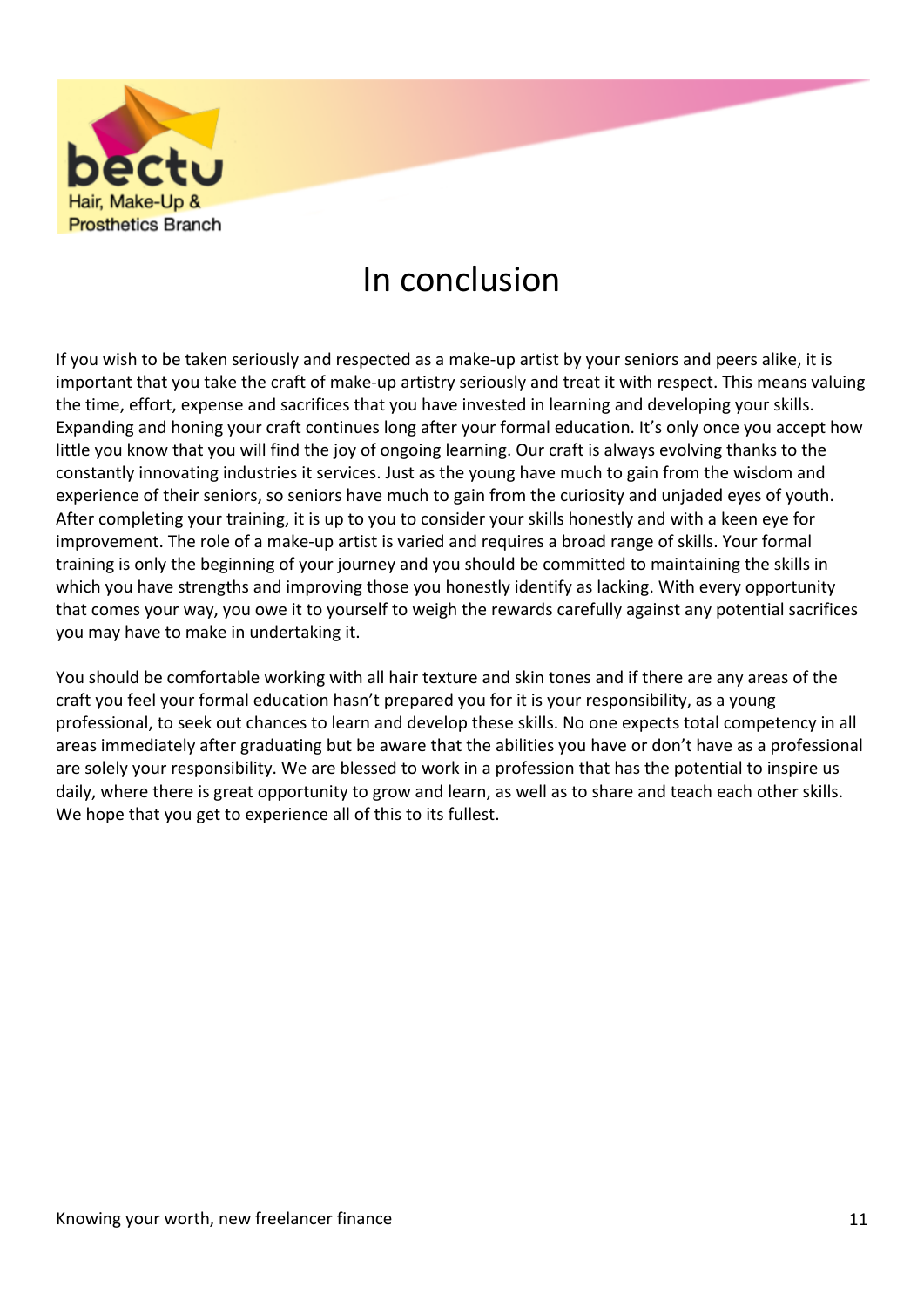# In conclusion

If you wish to be taken seriously and respected as a make-up artist by your seniors and peers alike, it is important that you take the craft of make-up artistry seriously and treat it with respect. This means valuing the time, effort, expense and sacrifices that you have invested in learning and developing your skills. Expanding and honing your craft continues long after your formal education. It's only once you accept how little you know that you will find the joy of ongoing learning. Our craft is always evolving thanks to the constantly innovating industries it services. Just as the young have much to gain from the wisdom and experience of their seniors, so seniors have much to gain from the curiosity and unjaded eyes of youth. After completing your training, it is up to you to consider your skills honestly and with a keen eye for improvement. The role of a make-up artist is varied and requires a broad range of skills. Your formal training is only the beginning of your journey and you should be committed to maintaining the skills in which you have strengths and improving those you honestly identify as lacking. With every opportunity that comes your way, you owe it to yourself to weigh the rewards carefully against any potential sacrifices you may have to make in undertaking it.

You should be comfortable working with all hair texture and skin tones and if there are any areas of the craft you feel your formal education hasn't prepared you for it is your responsibility, as a young professional, to seek out chances to learn and develop these skills. No one expects total competency in all areas immediately after graduating but be aware that the abilities you have or don't have as a professional are solely your responsibility. We are blessed to work in a profession that has the potential to inspire us daily, where there is great opportunity to grow and learn, as well as to share and teach each other skills. We hope that you get to experience all of this to its fullest.